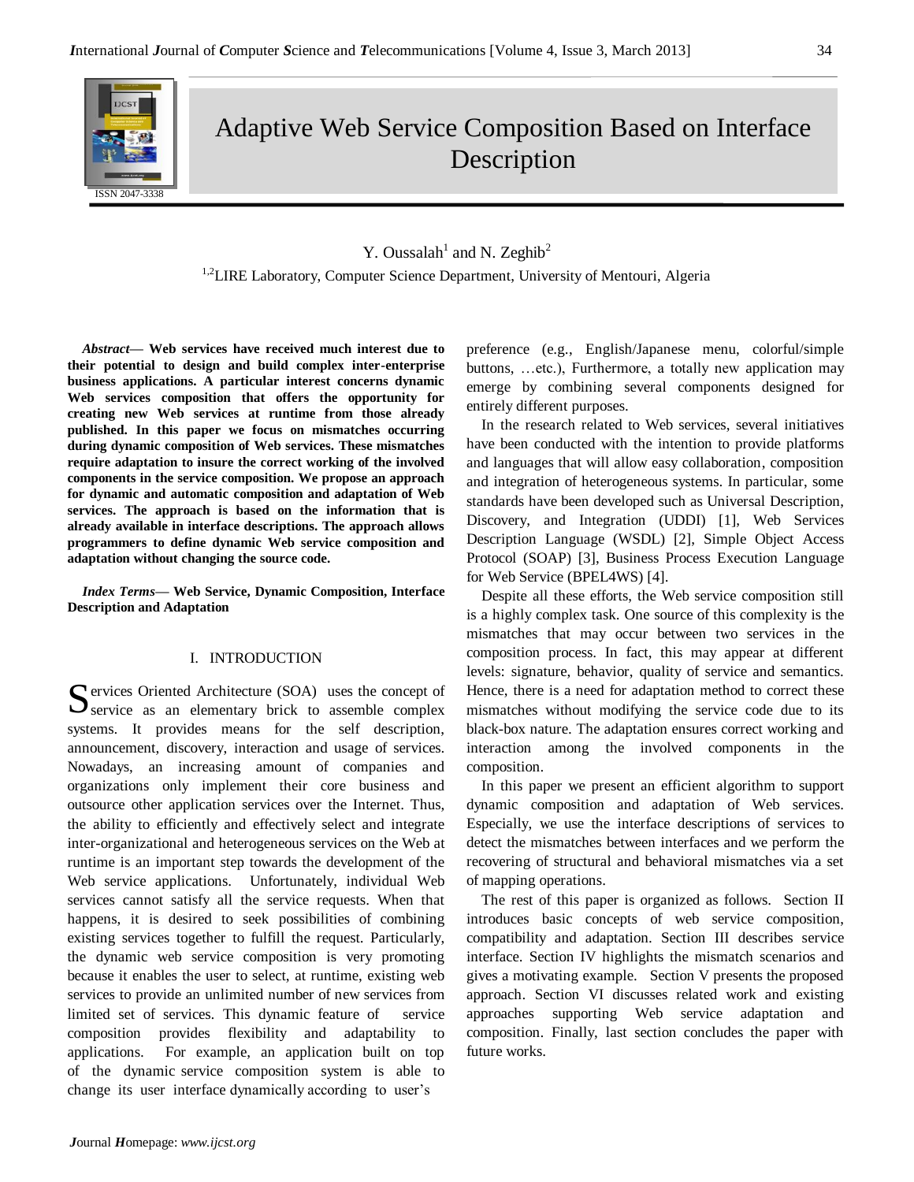# Adaptive Web Service Composition Based on Interface Description

Y. Oussalah[1] and N. Zeghib[2]

[1,2]LIRE Laboratory, Computer Science Department, University of Mentouri, Algeria

***Abstract*— Web services have received much interest due to their potential to design and build complex inter-enterprise business applications. A particular interest concerns dynamic Web services composition that offers the opportunity for creating new Web services at runtime from those already published. In this paper we focus on mismatches occurring during dynamic composition of Web services. These mismatches require adaptation to insure the correct working of the involved components in the service composition. We propose an approach for dynamic and automatic composition and adaptation of Web services. The approach is based on the information that is already available in interface descriptions. The approach allows programmers to define dynamic Web service composition and adaptation without changing the source code.**

***Index Terms*— Web Service, Dynamic Composition, Interface Description and Adaptation**

## I. INTRODUCTION

Services Oriented Architecture (SOA) uses the concept of service as an elementary brick to assemble complex systems. It provides means for the self description, announcement, discovery, interaction and usage of services. Nowadays, an increasing amount of companies and organizations only implement their core business and outsource other application services over the Internet. Thus, the ability to efficiently and effectively select and integrate inter-organizational and heterogeneous services on the Web at runtime is an important step towards the development of the Web service applications. Unfortunately, individual Web services cannot satisfy all the service requests. When that happens, it is desired to seek possibilities of combining existing services together to fulfill the request. Particularly, the dynamic web service composition is very promoting because it enables the user to select, at runtime, existing web services to provide an unlimited number of new services from limited set of services. This dynamic feature of service composition provides flexibility and adaptability to applications. For example, an application built on top of the dynamic service composition system is able to change its user interface dynamically according to user's preference (e.g., English/Japanese menu, colorful/simple buttons, …etc.), Furthermore, a totally new application may emerge by combining several components designed for entirely different purposes.

In the research related to Web services, several initiatives have been conducted with the intention to provide platforms and languages that will allow easy collaboration, composition and integration of heterogeneous systems. In particular, some standards have been developed such as Universal Description, Discovery, and Integration (UDDI) [1], Web Services Description Language (WSDL) [2], Simple Object Access Protocol (SOAP) [3], Business Process Execution Language for Web Service (BPEL4WS) [4].

Despite all these efforts, the Web service composition still is a highly complex task. One source of this complexity is the mismatches that may occur between two services in the composition process. In fact, this may appear at different levels: signature, behavior, quality of service and semantics. Hence, there is a need for adaptation method to correct these mismatches without modifying the service code due to its black-box nature. The adaptation ensures correct working and interaction among the involved components in the composition.

In this paper we present an efficient algorithm to support dynamic composition and adaptation of Web services. Especially, we use the interface descriptions of services to detect the mismatches between interfaces and we perform the recovering of structural and behavioral mismatches via a set of mapping operations.

The rest of this paper is organized as follows. Section II introduces basic concepts of web service composition, compatibility and adaptation. Section III describes service interface. Section IV highlights the mismatch scenarios and gives a motivating example. Section V presents the proposed approach. Section VI discusses related work and existing approaches supporting Web service adaptation and composition. Finally, last section concludes the paper with future works.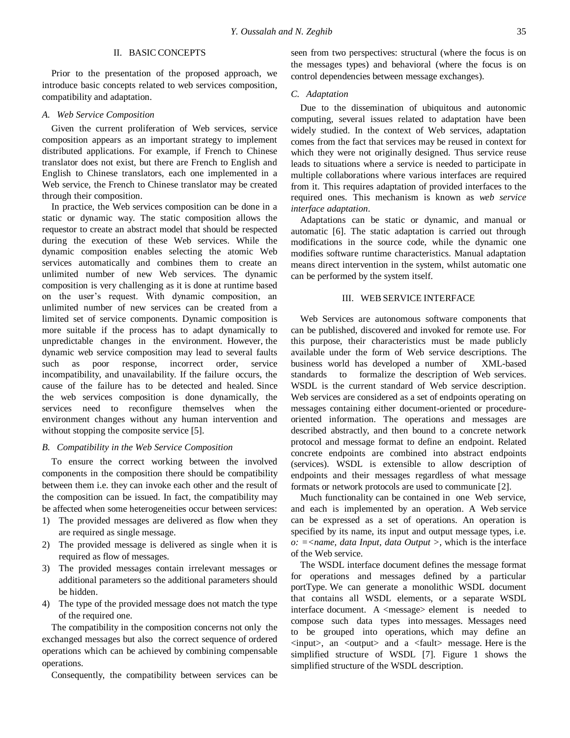## II. BASIC CONCEPTS

Prior to the presentation of the proposed approach, we introduce basic concepts related to web services composition, compatibility and adaptation.

### A. Web Service Composition

Given the current proliferation of Web services, service composition appears as an important strategy to implement distributed applications. For example, if French to Chinese translator does not exist, but there are French to English and English to Chinese translators, each one implemented in a Web service, the French to Chinese translator may be created through their composition.

In practice, the Web services composition can be done in a static or dynamic way. The static composition allows the requestor to create an abstract model that should be respected during the execution of these Web services. While the dynamic composition enables selecting the atomic Web services automatically and combines them to create an unlimited number of new Web services. The dynamic composition is very challenging as it is done at runtime based on the user's request. With dynamic composition, an unlimited number of new services can be created from a limited set of service components. Dynamic composition is more suitable if the process has to adapt dynamically to unpredictable changes in the environment. However, the dynamic web service composition may lead to several faults such as poor response, incorrect order, service incompatibility, and unavailability. If the failure occurs, the cause of the failure has to be detected and healed. Since the web services composition is done dynamically, the services need to reconfigure themselves when the environment changes without any human intervention and without stopping the composite service [5].

### B. Compatibility in the Web Service Composition

To ensure the correct working between the involved components in the composition there should be compatibility between them i.e. they can invoke each other and the result of the composition can be issued. In fact, the compatibility may be affected when some heterogeneities occur between services:

1) The provided messages are delivered as flow when they are required as single message.
2) The provided message is delivered as single when it is required as flow of messages.
3) The provided messages contain irrelevant messages or additional parameters so the additional parameters should be hidden.
4) The type of the provided message does not match the type of the required one.

The compatibility in the composition concerns not only the exchanged messages but also the correct sequence of ordered operations which can be achieved by combining compensable operations.

Consequently, the compatibility between services can be seen from two perspectives: structural (where the focus is on the messages types) and behavioral (where the focus is on control dependencies between message exchanges).

### C. Adaptation

Due to the dissemination of ubiquitous and autonomic computing, several issues related to adaptation have been widely studied. In the context of Web services, adaptation comes from the fact that services may be reused in context for which they were not originally designed. Thus service reuse leads to situations where a service is needed to participate in multiple collaborations where various interfaces are required from it. This requires adaptation of provided interfaces to the required ones. This mechanism is known as *web service interface adaptation*.

Adaptations can be static or dynamic, and manual or automatic [6]. The static adaptation is carried out through modifications in the source code, while the dynamic one modifies software runtime characteristics. Manual adaptation means direct intervention in the system, whilst automatic one can be performed by the system itself.

## III. WEB SERVICE INTERFACE

Web Services are autonomous software components that can be published, discovered and invoked for remote use. For this purpose, their characteristics must be made publicly available under the form of Web service descriptions. The business world has developed a number of XML-based standards to formalize the description of Web services. WSDL is the current standard of Web service description. Web services are considered as a set of endpoints operating on messages containing either document-oriented or procedure-oriented information. The operations and messages are described abstractly, and then bound to a concrete network protocol and message format to define an endpoint. Related concrete endpoints are combined into abstract endpoints (services). WSDL is extensible to allow description of endpoints and their messages regardless of what message formats or network protocols are used to communicate [2].

Much functionality can be contained in one Web service, and each is implemented by an operation. A Web service can be expressed as a set of operations. An operation is specified by its name, its input and output message types, i.e. *o: =<name, data Input, data Output >*, which is the interface of the Web service.

The WSDL interface document defines the message format for operations and messages defined by a particular portType. We can generate a monolithic WSDL document that contains all WSDL elements, or a separate WSDL interface document. A <message> element is needed to compose such data types into messages. Messages need to be grouped into operations, which may define an <input>, an <output> and a <fault> message. Here is the simplified structure of WSDL [7]. Figure 1 shows the simplified structure of the WSDL description.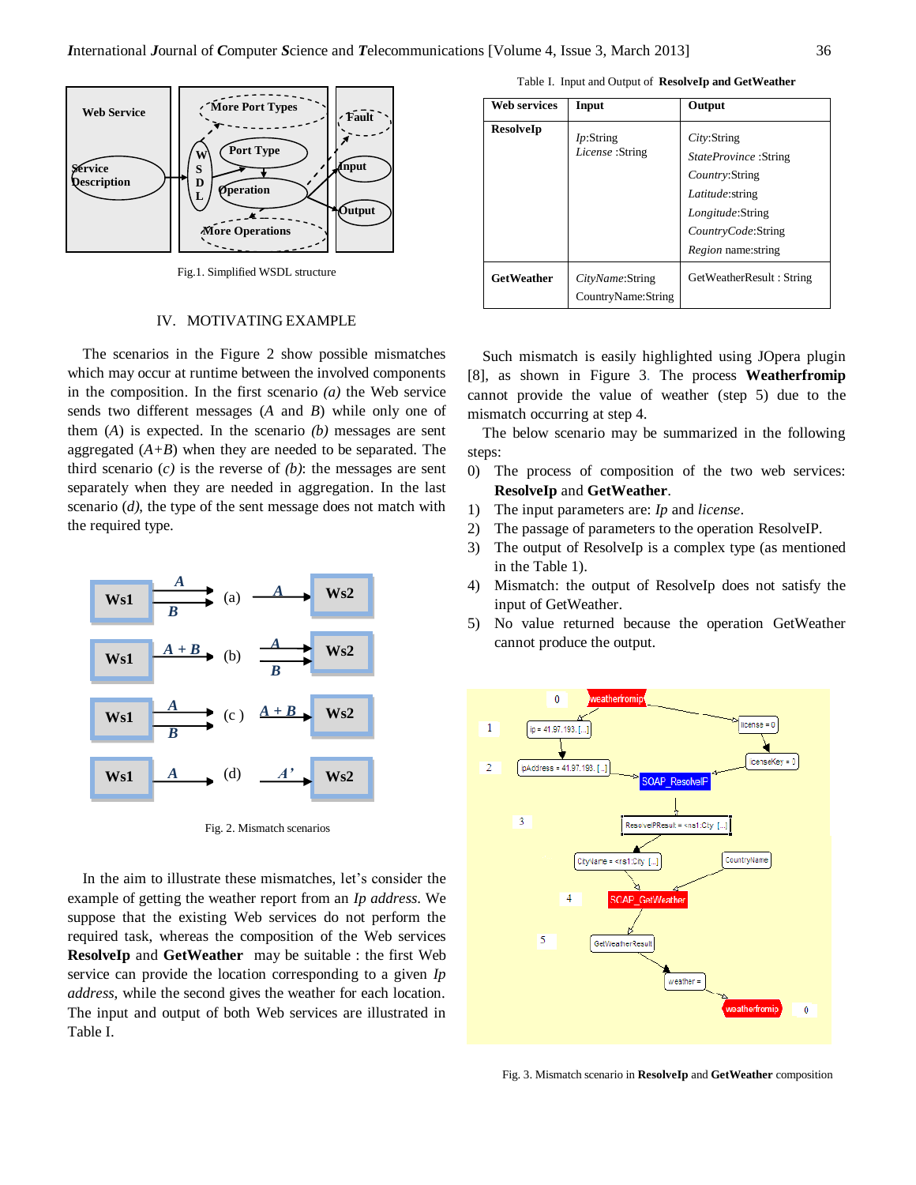Fig.1. Simplified WSDL structure

## IV. MOTIVATING EXAMPLE

The scenarios in the Figure 2 show possible mismatches which may occur at runtime between the involved components in the composition. In the first scenario *(a)* the Web service sends two different messages (*A* and *B*) while only one of them (*A*) is expected. In the scenario *(b)* messages are sent aggregated (*A*+*B*) when they are needed to be separated. The third scenario (*c*) is the reverse of *(b)*: the messages are sent separately when they are needed in aggregation. In the last scenario (*d*), the type of the sent message does not match with the required type.

Fig. 2. Mismatch scenarios

In the aim to illustrate these mismatches, let's consider the example of getting the weather report from an *Ip address*. We suppose that the existing Web services do not perform the required task, whereas the composition of the Web services **ResolveIp** and **GetWeather** may be suitable : the first Web service can provide the location corresponding to a given *Ip address*, while the second gives the weather for each location. The input and output of both Web services are illustrated in Table I.

Table I. Input and Output of **ResolveIp and GetWeather**

| Web services | Input | Output |
|---|---|---|
| **ResolveIp** | *Ip*:String<br>*License* :String | *City*:String<br>*StateProvince* :String<br>*Country*:String<br>*Latitude*:string<br>*Longitude*:String<br>*CountryCode*:String<br>*Region* name:string |
| **GetWeather** | *CityName*:String<br>CountryName:String | GetWeatherResult : String |

Such mismatch is easily highlighted using JOpera plugin [8], as shown in Figure 3. The process **Weatherfromip** cannot provide the value of weather (step 5) due to the mismatch occurring at step 4.

The below scenario may be summarized in the following steps:

0) The process of composition of the two web services: **ResolveIp** and **GetWeather**.
1) The input parameters are: *Ip* and *license*.
2) The passage of parameters to the operation ResolveIP.
3) The output of ResolveIp is a complex type (as mentioned in the Table 1).
4) Mismatch: the output of ResolveIp does not satisfy the input of GetWeather.
5) No value returned because the operation GetWeather cannot produce the output.

Fig. 3. Mismatch scenario in **ResolveIp** and **GetWeather** composition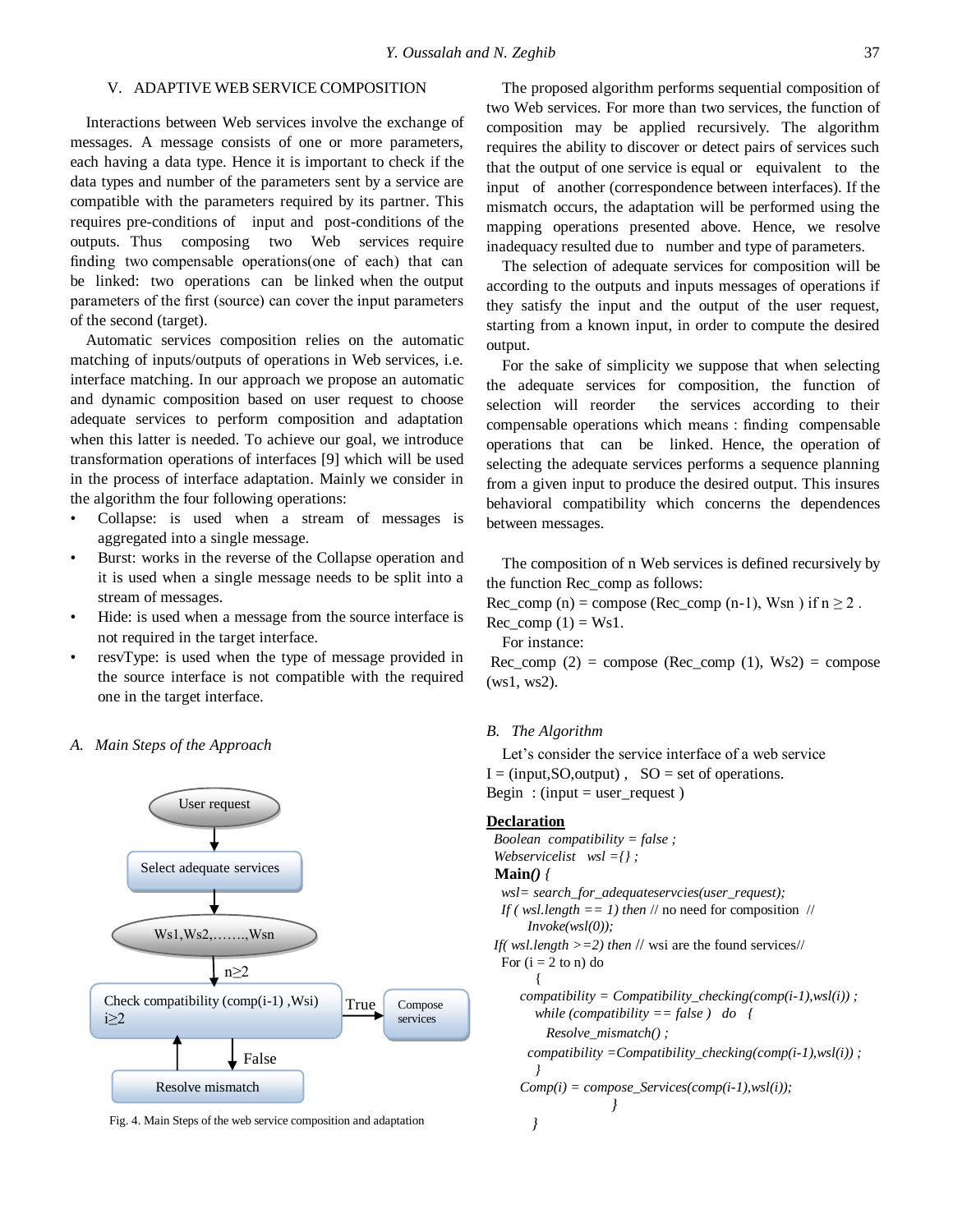## V. ADAPTIVE WEB SERVICE COMPOSITION

Interactions between Web services involve the exchange of messages. A message consists of one or more parameters, each having a data type. Hence it is important to check if the data types and number of the parameters sent by a service are compatible with the parameters required by its partner. This requires pre-conditions of input and post-conditions of the outputs. Thus composing two Web services require finding two compensable operations(one of each) that can be linked: two operations can be linked when the output parameters of the first (source) can cover the input parameters of the second (target).

Automatic services composition relies on the automatic matching of inputs/outputs of operations in Web services, i.e. interface matching. In our approach we propose an automatic and dynamic composition based on user request to choose adequate services to perform composition and adaptation when this latter is needed. To achieve our goal, we introduce transformation operations of interfaces [9] which will be used in the process of interface adaptation. Mainly we consider in the algorithm the four following operations:

- Collapse: is used when a stream of messages is aggregated into a single message.
- Burst: works in the reverse of the Collapse operation and it is used when a single message needs to be split into a stream of messages.
- Hide: is used when a message from the source interface is not required in the target interface.
- resvType: is used when the type of message provided in the source interface is not compatible with the required one in the target interface.

### A. Main Steps of the Approach

User request → Select adequate services → Ws1,Ws2,…….,Wsn → ($n \geq 2$) → Check compatibility (comp(i-1) ,Wsi) $i \geq 2$ → True → Compose services; False → Resolve mismatch → Check compatibility

Fig. 4. Main Steps of the web service composition and adaptation

The proposed algorithm performs sequential composition of two Web services. For more than two services, the function of composition may be applied recursively. The algorithm requires the ability to discover or detect pairs of services such that the output of one service is equal or equivalent to the input of another (correspondence between interfaces). If the mismatch occurs, the adaptation will be performed using the mapping operations presented above. Hence, we resolve inadequacy resulted due to number and type of parameters.

The selection of adequate services for composition will be according to the outputs and inputs messages of operations if they satisfy the input and the output of the user request, starting from a known input, in order to compute the desired output.

For the sake of simplicity we suppose that when selecting the adequate services for composition, the function of selection will reorder the services according to their compensable operations which means : finding compensable operations that can be linked. Hence, the operation of selecting the adequate services performs a sequence planning from a given input to produce the desired output. This insures behavioral compatibility which concerns the dependences between messages.

The composition of n Web services is defined recursively by the function Rec_comp as follows:

Rec_comp (n) = compose (Rec_comp (n-1), Wsn ) if $n \geq 2$ .

Rec_comp (1) = Ws1.

For instance:

Rec_comp (2) = compose (Rec_comp (1), Ws2) = compose (ws1, ws2).

### B. The Algorithm

Let's consider the service interface of a web service

I = (input,SO,output) , SO = set of operations.

Begin : (input = user_request )

**Declaration**

```
Boolean compatibility = false ;
Webservicelist wsl ={} ;
Main() {
  wsl= search_for_adequateservcies(user_request);
  If ( wsl.length == 1) then // no need for composition //
        Invoke(wsl(0));
 If( wsl.length >=2) then // wsi are the found services//
   For (i = 2 to n) do
        {
      compatibility = Compatibility_checking(comp(i-1),wsl(i)) ;
         while (compatibility == false )  do  {
            Resolve_mismatch() ;
        compatibility =Compatibility_checking(comp(i-1),wsl(i)) ;
          }
      Comp(i) = compose_Services(comp(i-1),wsl(i));
                    }
        }
```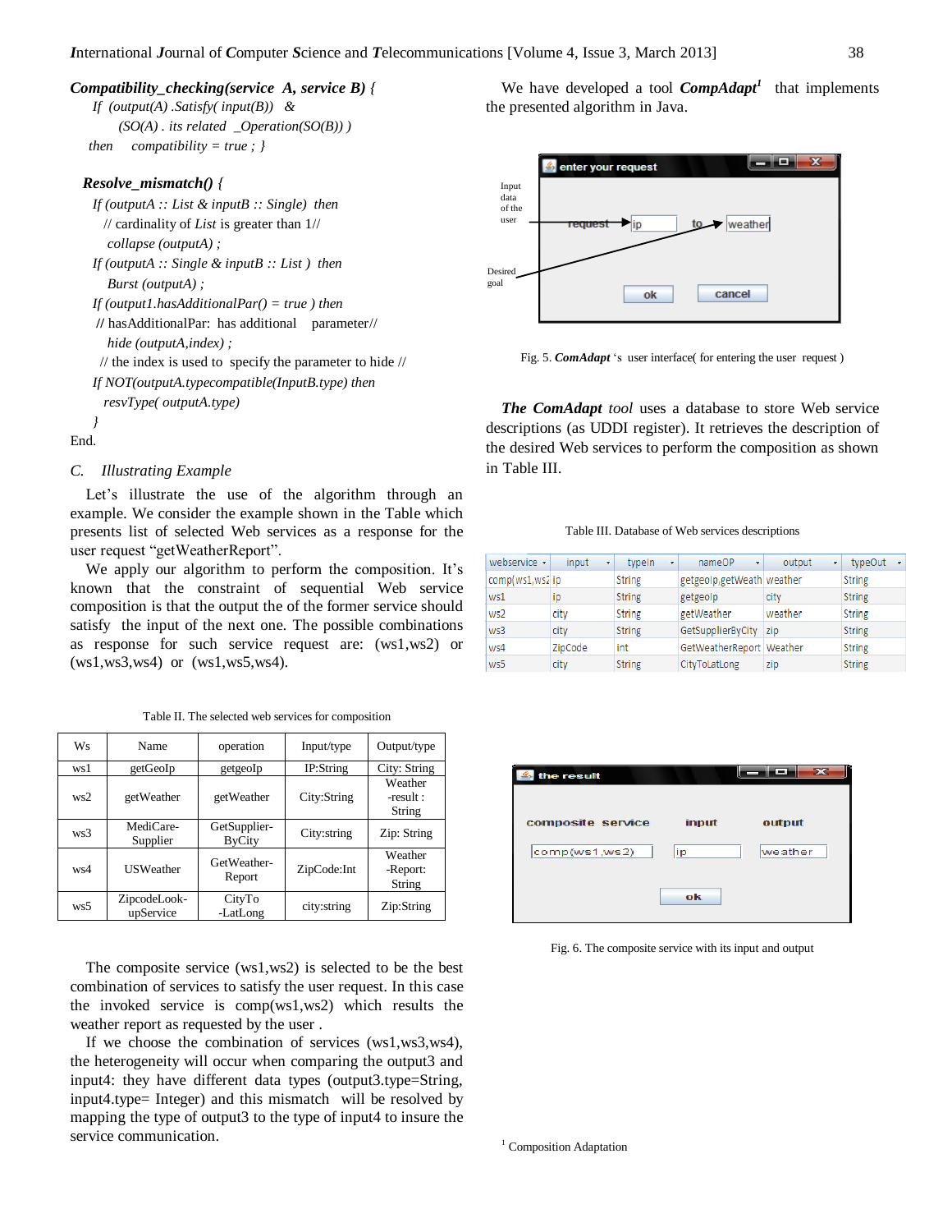***Compatibility_checking(service A, service B)*** *{*

*If (output(A) .Satisfy( input(B)) &*

*(SO(A) . its related _Operation(SO(B)) )*

*then compatibility = true ; }*

***Resolve_mismatch()*** *{*

*If (outputA :: List & inputB :: Single) then*

// cardinality of *List* is greater than 1//

*collapse (outputA) ;*

*If (outputA :: Single & inputB :: List ) then*

*Burst (outputA) ;*

*If (output1.hasAdditionalPar() = true ) then*

// hasAdditionalPar: has additional parameter//

*hide (outputA,index) ;*

// the index is used to specify the parameter to hide //

*If NOT(outputA.typecompatible(InputB.type) then*

*resvType( outputA.type)*

*}*

End.

### C. *Illustrating Example*

Let's illustrate the use of the algorithm through an example. We consider the example shown in the Table which presents list of selected Web services as a response for the user request "getWeatherReport".

We apply our algorithm to perform the composition. It's known that the constraint of sequential Web service composition is that the output the of the former service should satisfy the input of the next one. The possible combinations as response for such service request are: (ws1,ws2) or (ws1,ws3,ws4) or (ws1,ws5,ws4).

Table II. The selected web services for composition

| Ws | Name | operation | Input/type | Output/type |
|---|---|---|---|---|
| ws1 | getGeoIp | getgeoIp | IP:String | City: String |
| ws2 | getWeather | getWeather | City:String | Weather -result : String |
| ws3 | MediCare-Supplier | GetSupplier-ByCity | City:string | Zip: String |
| ws4 | USWeather | GetWeather-Report | ZipCode:Int | Weather -Report: String |
| ws5 | ZipcodeLook-upService | CityTo -LatLong | city:string | Zip:String |

The composite service (ws1,ws2) is selected to be the best combination of services to satisfy the user request. In this case the invoked service is comp(ws1,ws2) which results the weather report as requested by the user .

If we choose the combination of services (ws1,ws3,ws4), the heterogeneity will occur when comparing the output3 and input4: they have different data types (output3.type=String, input4.type= Integer) and this mismatch will be resolved by mapping the type of output3 to the type of input4 to insure the service communication.

We have developed a tool ***CompAdapt***[1] that implements the presented algorithm in Java.

Input data of the user — request: ip — to: weather — Desired goal

Fig. 5. ***ComAdapt*** 's user interface( for entering the user request )

***The ComAdapt*** *tool* uses a database to store Web service descriptions (as UDDI register). It retrieves the description of the desired Web services to perform the composition as shown in Table III.

Table III. Database of Web services descriptions

| webservice | input | typeIn | nameOP | output | typeOut |
|---|---|---|---|---|---|
| comp(ws1,ws2 | ip | String | getgeoIp,getWeath | weather | String |
| ws1 | ip | String | getgeoIp | city | String |
| ws2 | city | String | getWeather | weather | String |
| ws3 | city | String | GetSupplierByCity | zip | String |
| ws4 | ZipCode | int | GetWeatherReport | Weather | String |
| ws5 | city | String | CityToLatLong | zip | String |

the result — composite service: comp(ws1,ws2) — input: ip — output: weather

Fig. 6. The composite service with its input and output

[1] Composition Adaptation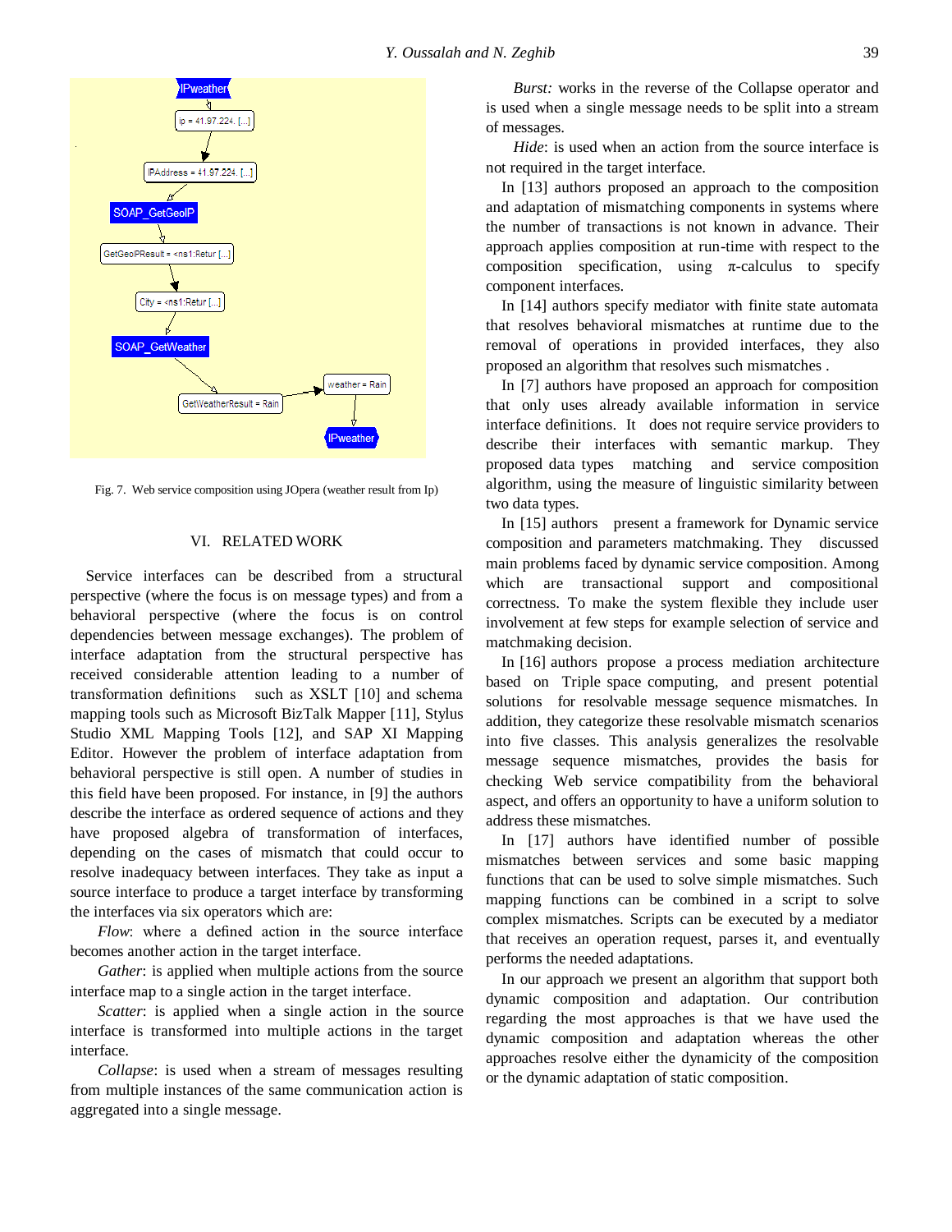Fig. 7. Web service composition using JOpera (weather result from Ip)

## VI. RELATED WORK

Service interfaces can be described from a structural perspective (where the focus is on message types) and from a behavioral perspective (where the focus is on control dependencies between message exchanges). The problem of interface adaptation from the structural perspective has received considerable attention leading to a number of transformation definitions such as XSLT [10] and schema mapping tools such as Microsoft BizTalk Mapper [11], Stylus Studio XML Mapping Tools [12], and SAP XI Mapping Editor. However the problem of interface adaptation from behavioral perspective is still open. A number of studies in this field have been proposed. For instance, in [9] the authors describe the interface as ordered sequence of actions and they have proposed algebra of transformation of interfaces, depending on the cases of mismatch that could occur to resolve inadequacy between interfaces. They take as input a source interface to produce a target interface by transforming the interfaces via six operators which are:

*Flow*: where a defined action in the source interface becomes another action in the target interface.

*Gather*: is applied when multiple actions from the source interface map to a single action in the target interface.

*Scatter*: is applied when a single action in the source interface is transformed into multiple actions in the target interface.

*Collapse*: is used when a stream of messages resulting from multiple instances of the same communication action is aggregated into a single message.

*Burst:* works in the reverse of the Collapse operator and is used when a single message needs to be split into a stream of messages.

*Hide*: is used when an action from the source interface is not required in the target interface.

In [13] authors proposed an approach to the composition and adaptation of mismatching components in systems where the number of transactions is not known in advance. Their approach applies composition at run-time with respect to the composition specification, using $\pi$-calculus to specify component interfaces.

In [14] authors specify mediator with finite state automata that resolves behavioral mismatches at runtime due to the removal of operations in provided interfaces, they also proposed an algorithm that resolves such mismatches .

In [7] authors have proposed an approach for composition that only uses already available information in service interface definitions. It does not require service providers to describe their interfaces with semantic markup. They proposed data types matching and service composition algorithm, using the measure of linguistic similarity between two data types.

In [15] authors present a framework for Dynamic service composition and parameters matchmaking. They discussed main problems faced by dynamic service composition. Among which are transactional support and compositional correctness. To make the system flexible they include user involvement at few steps for example selection of service and matchmaking decision.

In [16] authors propose a process mediation architecture based on Triple space computing, and present potential solutions for resolvable message sequence mismatches. In addition, they categorize these resolvable mismatch scenarios into five classes. This analysis generalizes the resolvable message sequence mismatches, provides the basis for checking Web service compatibility from the behavioral aspect, and offers an opportunity to have a uniform solution to address these mismatches.

In [17] authors have identified number of possible mismatches between services and some basic mapping functions that can be used to solve simple mismatches. Such mapping functions can be combined in a script to solve complex mismatches. Scripts can be executed by a mediator that receives an operation request, parses it, and eventually performs the needed adaptations.

In our approach we present an algorithm that support both dynamic composition and adaptation. Our contribution regarding the most approaches is that we have used the dynamic composition and adaptation whereas the other approaches resolve either the dynamicity of the composition or the dynamic adaptation of static composition.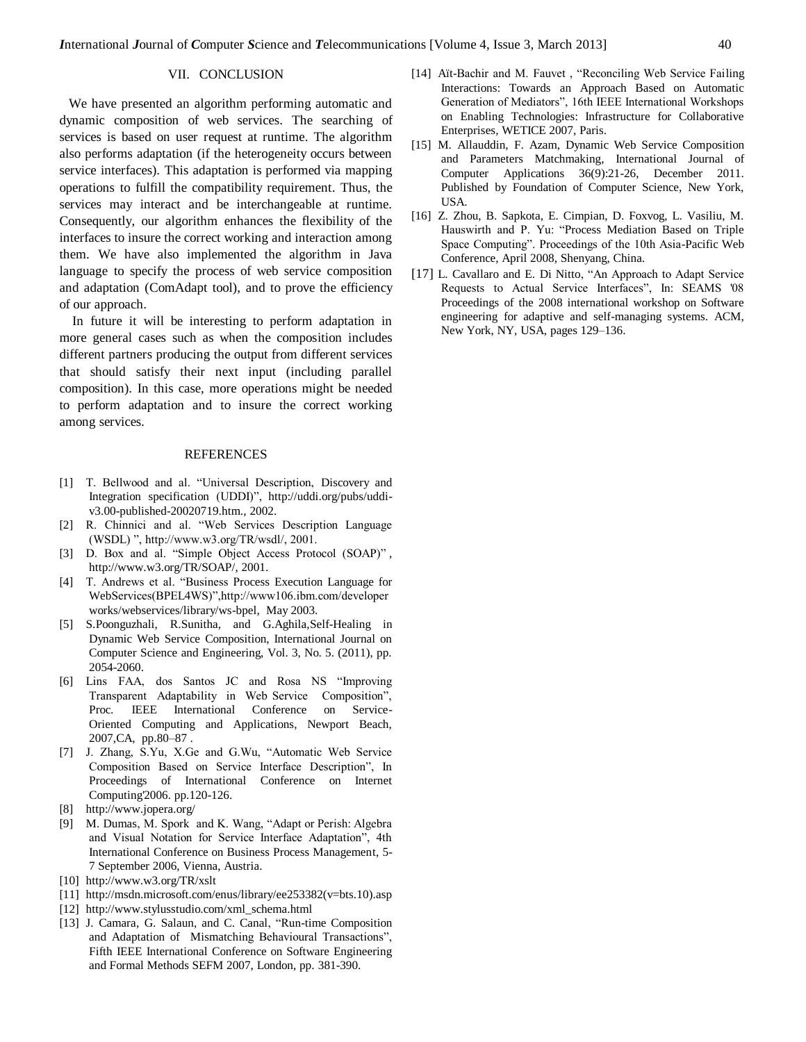## VII. CONCLUSION

We have presented an algorithm performing automatic and dynamic composition of web services. The searching of services is based on user request at runtime. The algorithm also performs adaptation (if the heterogeneity occurs between service interfaces). This adaptation is performed via mapping operations to fulfill the compatibility requirement. Thus, the services may interact and be interchangeable at runtime. Consequently, our algorithm enhances the flexibility of the interfaces to insure the correct working and interaction among them. We have also implemented the algorithm in Java language to specify the process of web service composition and adaptation (ComAdapt tool), and to prove the efficiency of our approach.

In future it will be interesting to perform adaptation in more general cases such as when the composition includes different partners producing the output from different services that should satisfy their next input (including parallel composition). In this case, more operations might be needed to perform adaptation and to insure the correct working among services.

## REFERENCES

[1] T. Bellwood and al. "Universal Description, Discovery and Integration specification (UDDI)", http://uddi.org/pubs/uddi-v3.00-published-20020719.htm., 2002.

[2] R. Chinnici and al. "Web Services Description Language (WSDL) ", http://www.w3.org/TR/wsdl/, 2001.

[3] D. Box and al. "Simple Object Access Protocol (SOAP)" , http://www.w3.org/TR/SOAP/, 2001.

[4] T. Andrews et al. "Business Process Execution Language for WebServices(BPEL4WS)",http://www106.ibm.com/developerworks/webservices/library/ws-bpel, May 2003.

[5] S.Poonguzhali, R.Sunitha, and G.Aghila,Self-Healing in Dynamic Web Service Composition, International Journal on Computer Science and Engineering, Vol. 3, No. 5. (2011), pp. 2054-2060.

[6] Lins FAA, dos Santos JC and Rosa NS "Improving Transparent Adaptability in Web Service Composition", Proc. IEEE International Conference on Service-Oriented Computing and Applications, Newport Beach, 2007,CA, pp.80–87 .

[7] J. Zhang, S.Yu, X.Ge and G.Wu, "Automatic Web Service Composition Based on Service Interface Description", In Proceedings of International Conference on Internet Computing'2006. pp.120-126.

[8] http://www.jopera.org/

[9] M. Dumas, M. Spork and K. Wang, "Adapt or Perish: Algebra and Visual Notation for Service Interface Adaptation", 4th International Conference on Business Process Management, 5-7 September 2006, Vienna, Austria.

[10] http://www.w3.org/TR/xslt

[11] http://msdn.microsoft.com/enus/library/ee253382(v=bts.10).asp

[12] http://www.stylusstudio.com/xml_schema.html

[13] J. Camara, G. Salaun, and C. Canal, "Run-time Composition and Adaptation of Mismatching Behavioural Transactions", Fifth IEEE International Conference on Software Engineering and Formal Methods SEFM 2007, London, pp. 381-390.

[14] Aït-Bachir and M. Fauvet , "Reconciling Web Service Failing Interactions: Towards an Approach Based on Automatic Generation of Mediators", 16th IEEE International Workshops on Enabling Technologies: Infrastructure for Collaborative Enterprises, WETICE 2007, Paris.

[15] M. Allauddin, F. Azam, Dynamic Web Service Composition and Parameters Matchmaking, International Journal of Computer Applications 36(9):21-26, December 2011. Published by Foundation of Computer Science, New York, USA.

[16] Z. Zhou, B. Sapkota, E. Cimpian, D. Foxvog, L. Vasiliu, M. Hauswirth and P. Yu: "Process Mediation Based on Triple Space Computing". Proceedings of the 10th Asia-Pacific Web Conference, April 2008, Shenyang, China.

[17] L. Cavallaro and E. Di Nitto, "An Approach to Adapt Service Requests to Actual Service Interfaces", In: SEAMS '08 Proceedings of the 2008 international workshop on Software engineering for adaptive and self-managing systems. ACM, New York, NY, USA, pages 129–136.